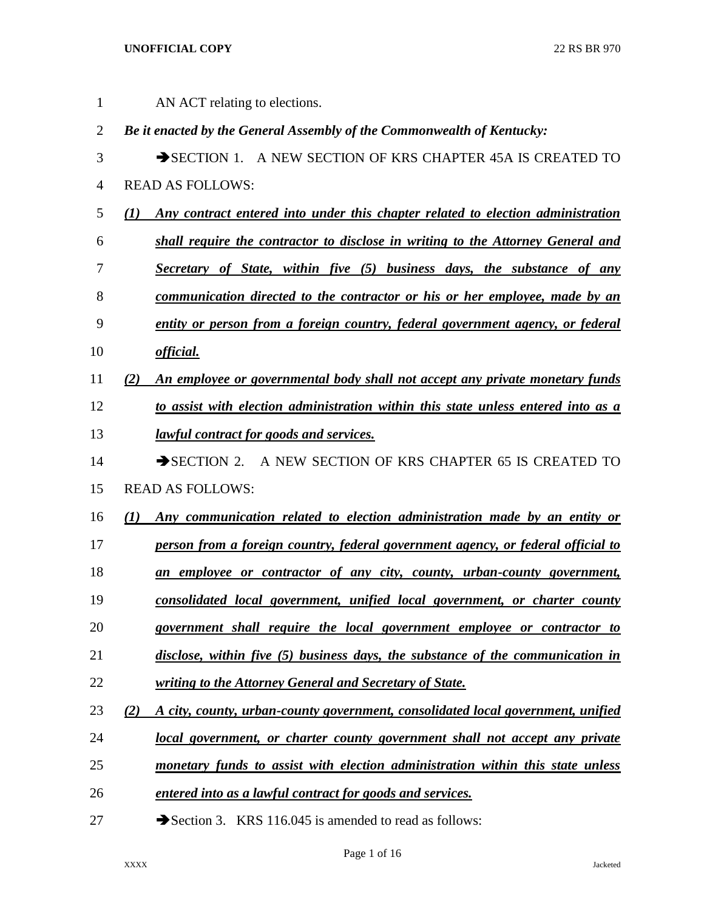AN ACT relating to elections.

***Be it enacted by the General Assembly of the Commonwealth of Kentucky:***

➔SECTION 1. A NEW SECTION OF KRS CHAPTER 45A IS CREATED TO READ AS FOLLOWS:

***(1) Any contract entered into under this chapter related to election administration shall require the contractor to disclose in writing to the Attorney General and Secretary of State, within five (5) business days, the substance of any communication directed to the contractor or his or her employee, made by an entity or person from a foreign country, federal government agency, or federal official.***

***(2) An employee or governmental body shall not accept any private monetary funds to assist with election administration within this state unless entered into as a lawful contract for goods and services.***

➔SECTION 2. A NEW SECTION OF KRS CHAPTER 65 IS CREATED TO READ AS FOLLOWS:

***(1) Any communication related to election administration made by an entity or person from a foreign country, federal government agency, or federal official to an employee or contractor of any city, county, urban-county government, consolidated local government, unified local government, or charter county government shall require the local government employee or contractor to disclose, within five (5) business days, the substance of the communication in writing to the Attorney General and Secretary of State.***

***(2) A city, county, urban-county government, consolidated local government, unified local government, or charter county government shall not accept any private monetary funds to assist with election administration within this state unless entered into as a lawful contract for goods and services.***

➔Section 3. KRS 116.045 is amended to read as follows: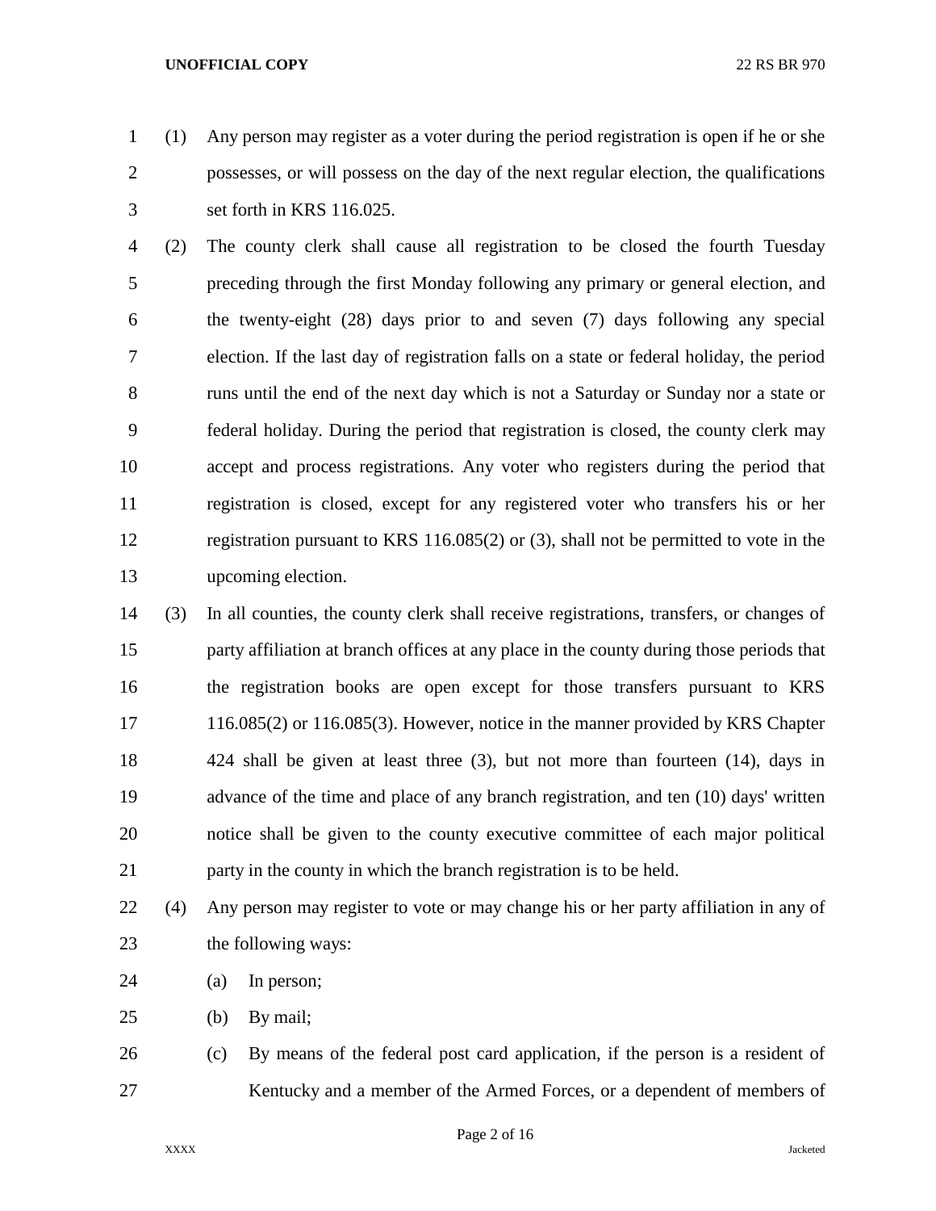(1) Any person may register as a voter during the period registration is open if he or she possesses, or will possess on the day of the next regular election, the qualifications set forth in KRS 116.025.

(2) The county clerk shall cause all registration to be closed the fourth Tuesday preceding through the first Monday following any primary or general election, and the twenty-eight (28) days prior to and seven (7) days following any special election. If the last day of registration falls on a state or federal holiday, the period runs until the end of the next day which is not a Saturday or Sunday nor a state or federal holiday. During the period that registration is closed, the county clerk may accept and process registrations. Any voter who registers during the period that registration is closed, except for any registered voter who transfers his or her registration pursuant to KRS 116.085(2) or (3), shall not be permitted to vote in the upcoming election.

(3) In all counties, the county clerk shall receive registrations, transfers, or changes of party affiliation at branch offices at any place in the county during those periods that the registration books are open except for those transfers pursuant to KRS 116.085(2) or 116.085(3). However, notice in the manner provided by KRS Chapter 424 shall be given at least three (3), but not more than fourteen (14), days in advance of the time and place of any branch registration, and ten (10) days' written notice shall be given to the county executive committee of each major political party in the county in which the branch registration is to be held.

(4) Any person may register to vote or may change his or her party affiliation in any of the following ways:

(a) In person;

(b) By mail;

(c) By means of the federal post card application, if the person is a resident of Kentucky and a member of the Armed Forces, or a dependent of members of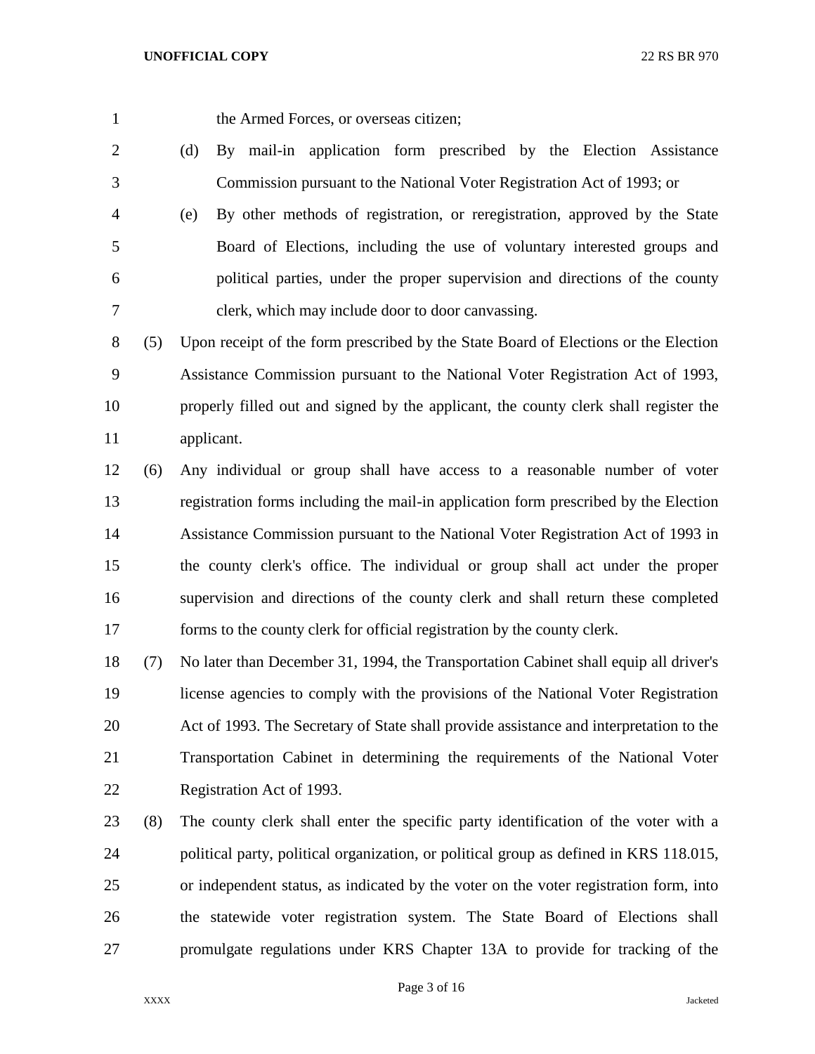the Armed Forces, or overseas citizen;

(d) By mail-in application form prescribed by the Election Assistance Commission pursuant to the National Voter Registration Act of 1993; or

(e) By other methods of registration, or reregistration, approved by the State Board of Elections, including the use of voluntary interested groups and political parties, under the proper supervision and directions of the county clerk, which may include door to door canvassing.

(5) Upon receipt of the form prescribed by the State Board of Elections or the Election Assistance Commission pursuant to the National Voter Registration Act of 1993, properly filled out and signed by the applicant, the county clerk shall register the applicant.

(6) Any individual or group shall have access to a reasonable number of voter registration forms including the mail-in application form prescribed by the Election Assistance Commission pursuant to the National Voter Registration Act of 1993 in the county clerk's office. The individual or group shall act under the proper supervision and directions of the county clerk and shall return these completed forms to the county clerk for official registration by the county clerk.

(7) No later than December 31, 1994, the Transportation Cabinet shall equip all driver's license agencies to comply with the provisions of the National Voter Registration Act of 1993. The Secretary of State shall provide assistance and interpretation to the Transportation Cabinet in determining the requirements of the National Voter Registration Act of 1993.

(8) The county clerk shall enter the specific party identification of the voter with a political party, political organization, or political group as defined in KRS 118.015, or independent status, as indicated by the voter on the voter registration form, into the statewide voter registration system. The State Board of Elections shall promulgate regulations under KRS Chapter 13A to provide for tracking of the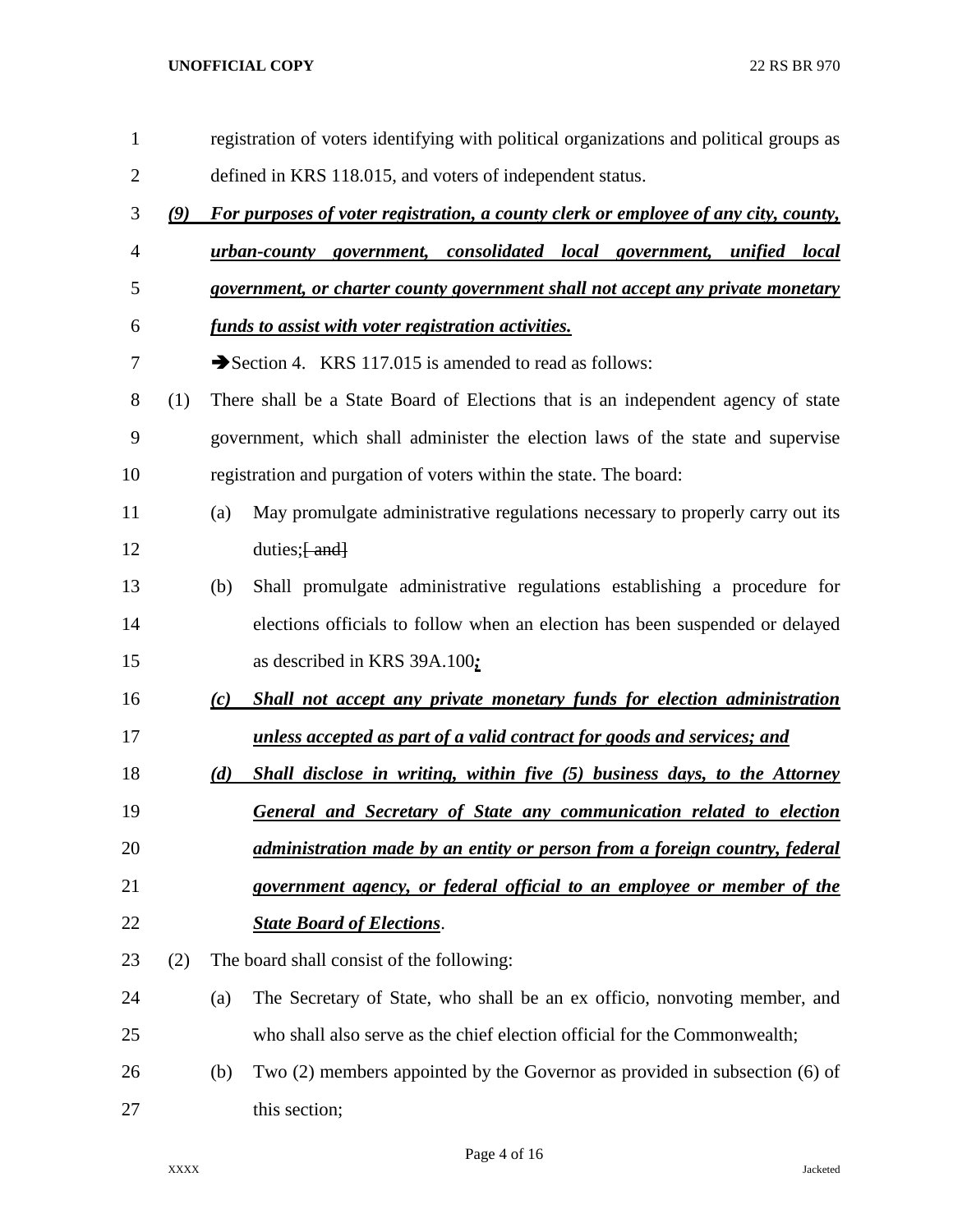registration of voters identifying with political organizations and political groups as defined in KRS 118.015, and voters of independent status.

***(9) For purposes of voter registration, a county clerk or employee of any city, county, urban-county government, consolidated local government, unified local government, or charter county government shall not accept any private monetary funds to assist with voter registration activities.***

➔Section 4. KRS 117.015 is amended to read as follows:

(1) There shall be a State Board of Elections that is an independent agency of state government, which shall administer the election laws of the state and supervise registration and purgation of voters within the state. The board:

(a) May promulgate administrative regulations necessary to properly carry out its duties;~~[ and]~~

(b) Shall promulgate administrative regulations establishing a procedure for elections officials to follow when an election has been suspended or delayed as described in KRS 39A.100***;***

***(c) Shall not accept any private monetary funds for election administration unless accepted as part of a valid contract for goods and services; and***

***(d) Shall disclose in writing, within five (5) business days, to the Attorney General and Secretary of State any communication related to election administration made by an entity or person from a foreign country, federal government agency, or federal official to an employee or member of the State Board of Elections***.

(2) The board shall consist of the following:

(a) The Secretary of State, who shall be an ex officio, nonvoting member, and who shall also serve as the chief election official for the Commonwealth;

(b) Two (2) members appointed by the Governor as provided in subsection (6) of this section;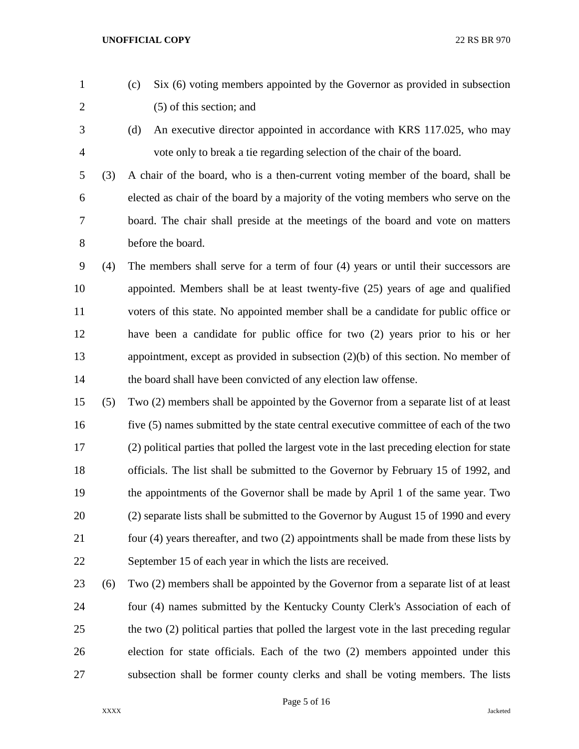(c) Six (6) voting members appointed by the Governor as provided in subsection (5) of this section; and

(d) An executive director appointed in accordance with KRS 117.025, who may vote only to break a tie regarding selection of the chair of the board.

(3) A chair of the board, who is a then-current voting member of the board, shall be elected as chair of the board by a majority of the voting members who serve on the board. The chair shall preside at the meetings of the board and vote on matters before the board.

(4) The members shall serve for a term of four (4) years or until their successors are appointed. Members shall be at least twenty-five (25) years of age and qualified voters of this state. No appointed member shall be a candidate for public office or have been a candidate for public office for two (2) years prior to his or her appointment, except as provided in subsection (2)(b) of this section. No member of the board shall have been convicted of any election law offense.

(5) Two (2) members shall be appointed by the Governor from a separate list of at least five (5) names submitted by the state central executive committee of each of the two (2) political parties that polled the largest vote in the last preceding election for state officials. The list shall be submitted to the Governor by February 15 of 1992, and the appointments of the Governor shall be made by April 1 of the same year. Two (2) separate lists shall be submitted to the Governor by August 15 of 1990 and every four (4) years thereafter, and two (2) appointments shall be made from these lists by September 15 of each year in which the lists are received.

(6) Two (2) members shall be appointed by the Governor from a separate list of at least four (4) names submitted by the Kentucky County Clerk's Association of each of the two (2) political parties that polled the largest vote in the last preceding regular election for state officials. Each of the two (2) members appointed under this subsection shall be former county clerks and shall be voting members. The lists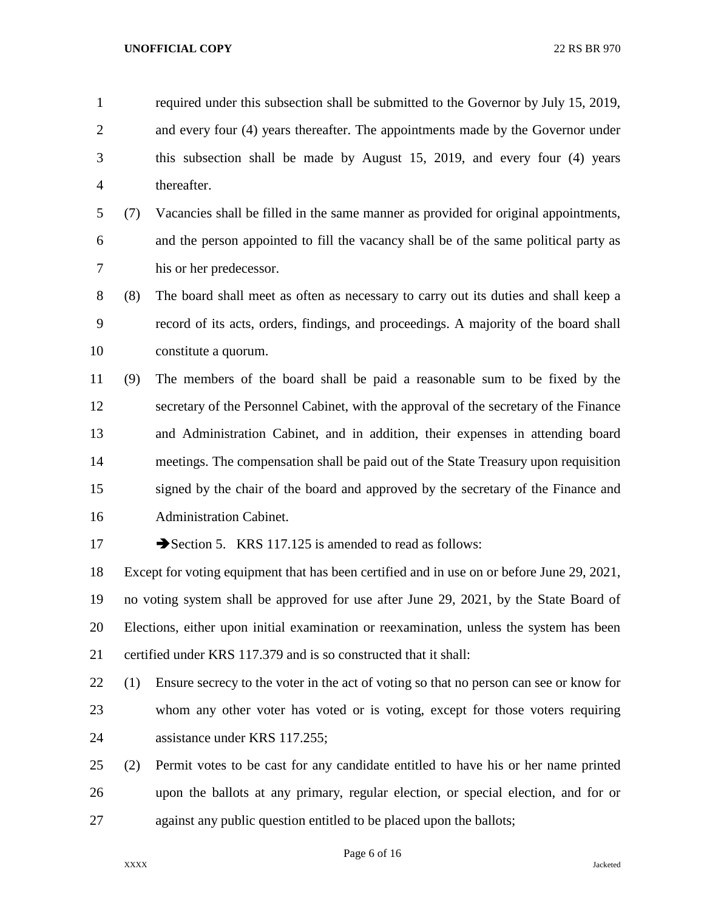required under this subsection shall be submitted to the Governor by July 15, 2019, and every four (4) years thereafter. The appointments made by the Governor under this subsection shall be made by August 15, 2019, and every four (4) years thereafter.

(7) Vacancies shall be filled in the same manner as provided for original appointments, and the person appointed to fill the vacancy shall be of the same political party as his or her predecessor.

(8) The board shall meet as often as necessary to carry out its duties and shall keep a record of its acts, orders, findings, and proceedings. A majority of the board shall constitute a quorum.

(9) The members of the board shall be paid a reasonable sum to be fixed by the secretary of the Personnel Cabinet, with the approval of the secretary of the Finance and Administration Cabinet, and in addition, their expenses in attending board meetings. The compensation shall be paid out of the State Treasury upon requisition signed by the chair of the board and approved by the secretary of the Finance and Administration Cabinet.

➔Section 5. KRS 117.125 is amended to read as follows:

Except for voting equipment that has been certified and in use on or before June 29, 2021, no voting system shall be approved for use after June 29, 2021, by the State Board of Elections, either upon initial examination or reexamination, unless the system has been certified under KRS 117.379 and is so constructed that it shall:

(1) Ensure secrecy to the voter in the act of voting so that no person can see or know for whom any other voter has voted or is voting, except for those voters requiring assistance under KRS 117.255;

(2) Permit votes to be cast for any candidate entitled to have his or her name printed upon the ballots at any primary, regular election, or special election, and for or against any public question entitled to be placed upon the ballots;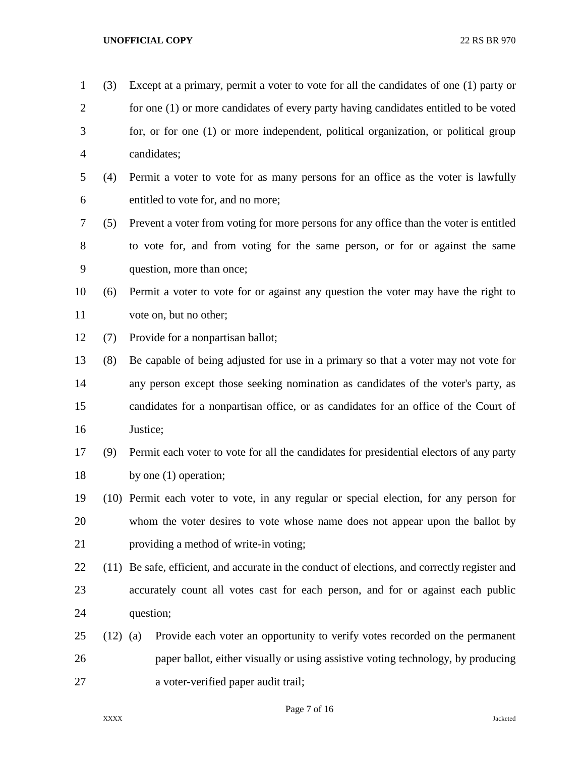(3) Except at a primary, permit a voter to vote for all the candidates of one (1) party or for one (1) or more candidates of every party having candidates entitled to be voted for, or for one (1) or more independent, political organization, or political group candidates;

(4) Permit a voter to vote for as many persons for an office as the voter is lawfully entitled to vote for, and no more;

(5) Prevent a voter from voting for more persons for any office than the voter is entitled to vote for, and from voting for the same person, or for or against the same question, more than once;

(6) Permit a voter to vote for or against any question the voter may have the right to vote on, but no other;

(7) Provide for a nonpartisan ballot;

(8) Be capable of being adjusted for use in a primary so that a voter may not vote for any person except those seeking nomination as candidates of the voter's party, as candidates for a nonpartisan office, or as candidates for an office of the Court of Justice;

(9) Permit each voter to vote for all the candidates for presidential electors of any party by one (1) operation;

(10) Permit each voter to vote, in any regular or special election, for any person for whom the voter desires to vote whose name does not appear upon the ballot by providing a method of write-in voting;

(11) Be safe, efficient, and accurate in the conduct of elections, and correctly register and accurately count all votes cast for each person, and for or against each public question;

(12) (a) Provide each voter an opportunity to verify votes recorded on the permanent paper ballot, either visually or using assistive voting technology, by producing a voter-verified paper audit trail;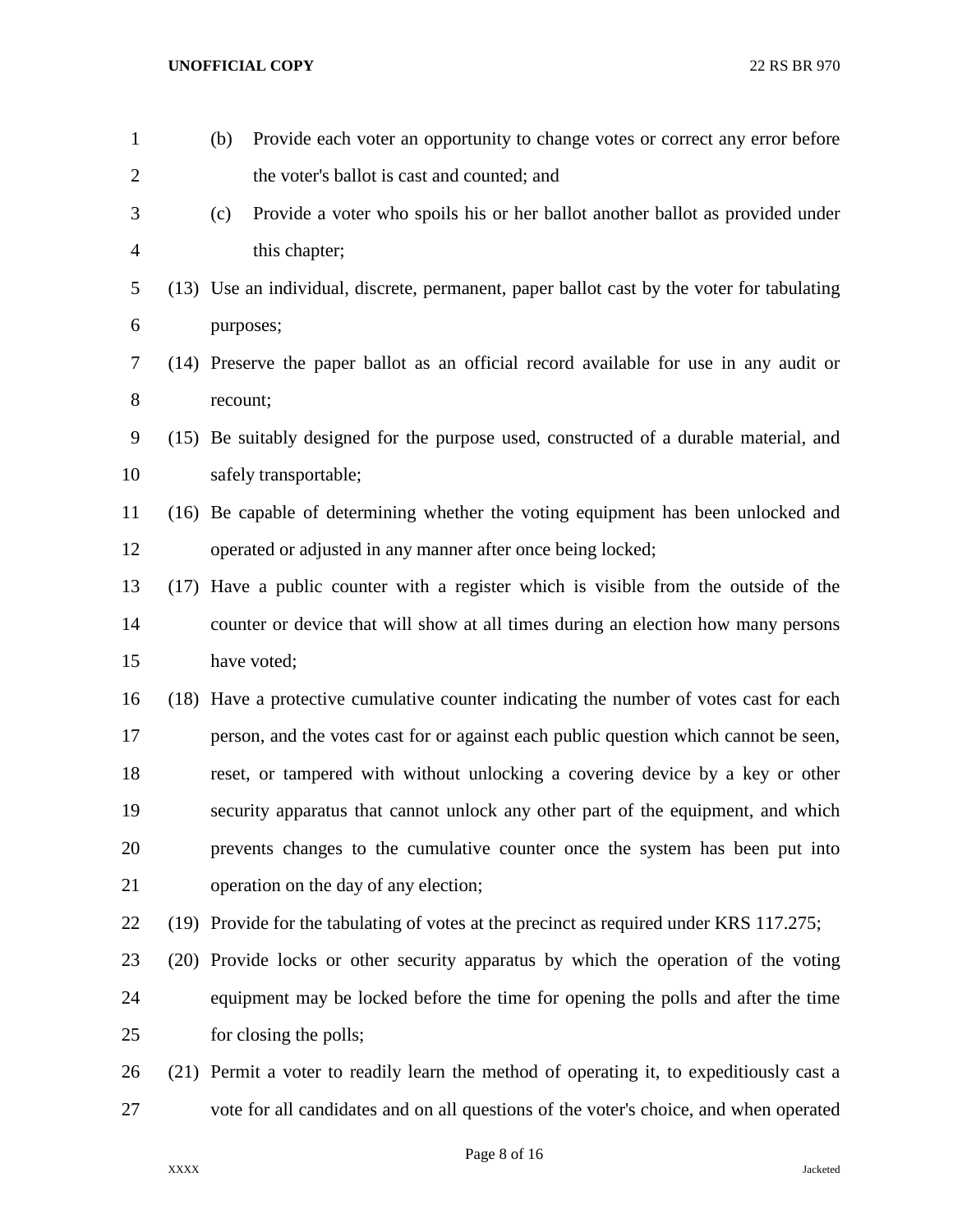(b) Provide each voter an opportunity to change votes or correct any error before the voter's ballot is cast and counted; and

(c) Provide a voter who spoils his or her ballot another ballot as provided under this chapter;

(13) Use an individual, discrete, permanent, paper ballot cast by the voter for tabulating purposes;

(14) Preserve the paper ballot as an official record available for use in any audit or recount;

(15) Be suitably designed for the purpose used, constructed of a durable material, and safely transportable;

(16) Be capable of determining whether the voting equipment has been unlocked and operated or adjusted in any manner after once being locked;

(17) Have a public counter with a register which is visible from the outside of the counter or device that will show at all times during an election how many persons have voted;

(18) Have a protective cumulative counter indicating the number of votes cast for each person, and the votes cast for or against each public question which cannot be seen, reset, or tampered with without unlocking a covering device by a key or other security apparatus that cannot unlock any other part of the equipment, and which prevents changes to the cumulative counter once the system has been put into operation on the day of any election;

(19) Provide for the tabulating of votes at the precinct as required under KRS 117.275;

(20) Provide locks or other security apparatus by which the operation of the voting equipment may be locked before the time for opening the polls and after the time for closing the polls;

(21) Permit a voter to readily learn the method of operating it, to expeditiously cast a vote for all candidates and on all questions of the voter's choice, and when operated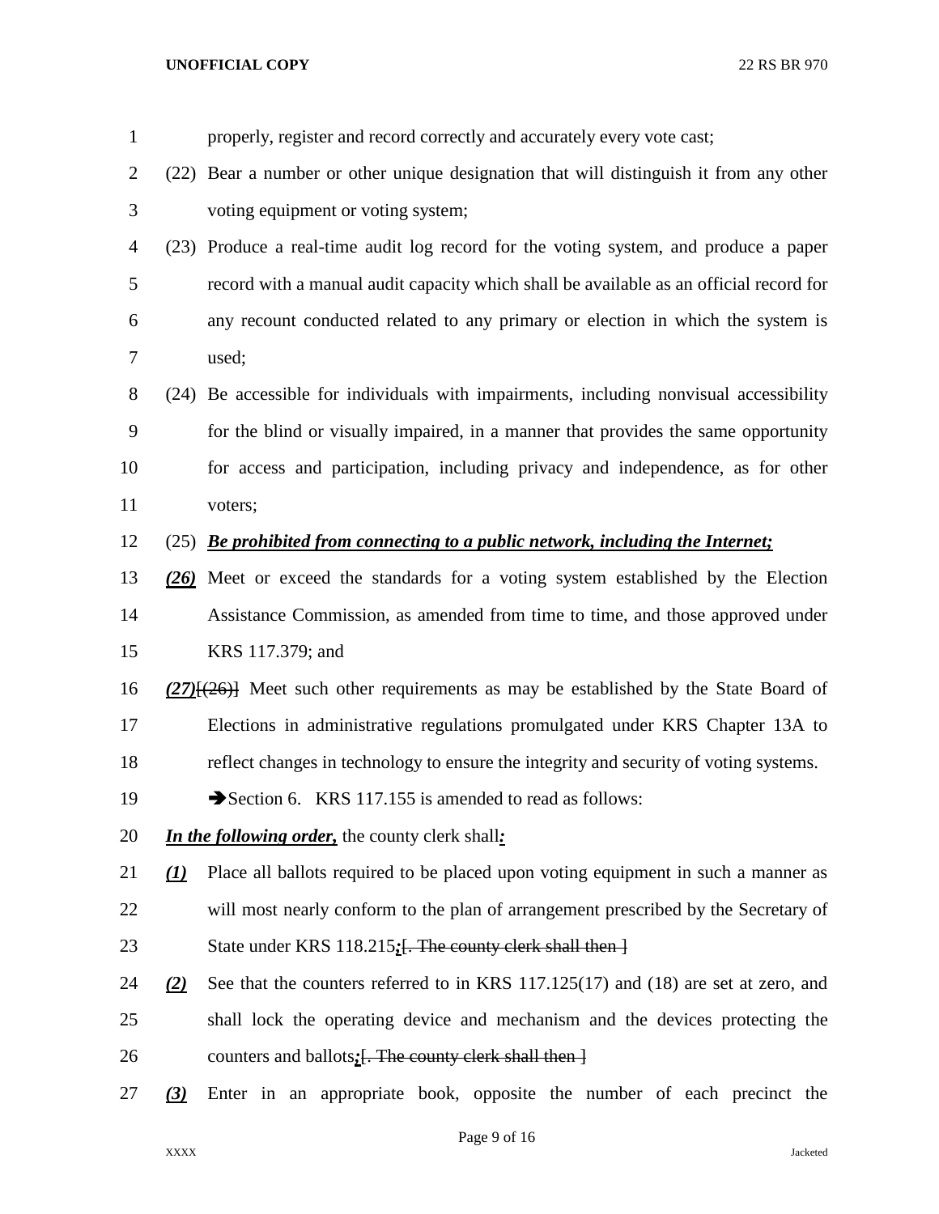properly, register and record correctly and accurately every vote cast;

(22) Bear a number or other unique designation that will distinguish it from any other voting equipment or voting system;

(23) Produce a real-time audit log record for the voting system, and produce a paper record with a manual audit capacity which shall be available as an official record for any recount conducted related to any primary or election in which the system is used;

(24) Be accessible for individuals with impairments, including nonvisual accessibility for the blind or visually impaired, in a manner that provides the same opportunity for access and participation, including privacy and independence, as for other voters;

(25) ***Be prohibited from connecting to a public network, including the Internet;***

***(26)*** Meet or exceed the standards for a voting system established by the Election Assistance Commission, as amended from time to time, and those approved under KRS 117.379; and

***(27)***~~[(26)]~~ Meet such other requirements as may be established by the State Board of Elections in administrative regulations promulgated under KRS Chapter 13A to reflect changes in technology to ensure the integrity and security of voting systems.

➔Section 6. KRS 117.155 is amended to read as follows:

***In the following order,*** the county clerk shall***:***

***(1)*** Place all ballots required to be placed upon voting equipment in such a manner as will most nearly conform to the plan of arrangement prescribed by the Secretary of State under KRS 118.215***;***~~[. The county clerk shall then ]~~

***(2)*** See that the counters referred to in KRS 117.125(17) and (18) are set at zero, and shall lock the operating device and mechanism and the devices protecting the counters and ballots***;***~~[. The county clerk shall then ]~~

***(3)*** Enter in an appropriate book, opposite the number of each precinct the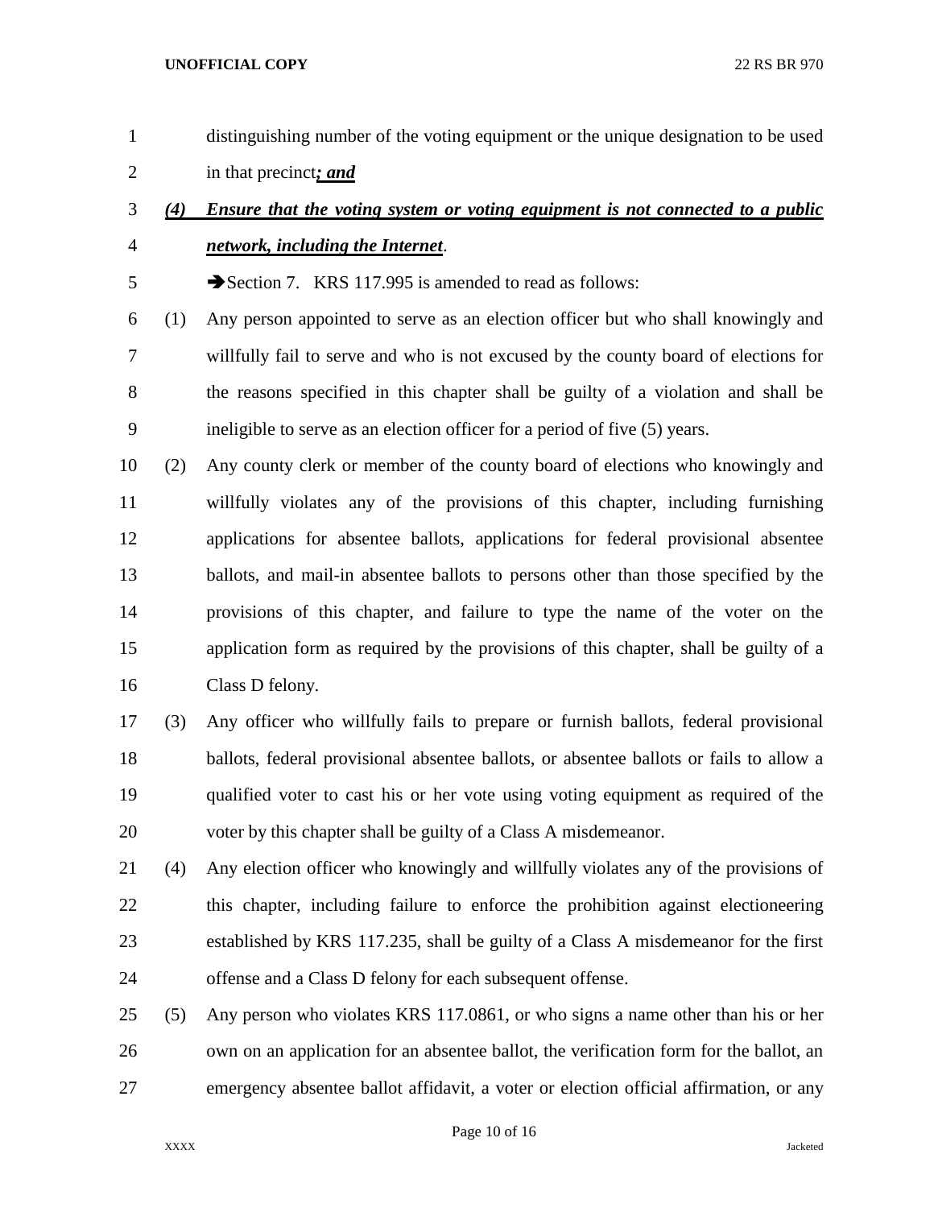distinguishing number of the voting equipment or the unique designation to be used in that precinct***; and***

***(4) Ensure that the voting system or voting equipment is not connected to a public network, including the Internet***.

➔Section 7. KRS 117.995 is amended to read as follows:

(1) Any person appointed to serve as an election officer but who shall knowingly and willfully fail to serve and who is not excused by the county board of elections for the reasons specified in this chapter shall be guilty of a violation and shall be ineligible to serve as an election officer for a period of five (5) years.

(2) Any county clerk or member of the county board of elections who knowingly and willfully violates any of the provisions of this chapter, including furnishing applications for absentee ballots, applications for federal provisional absentee ballots, and mail-in absentee ballots to persons other than those specified by the provisions of this chapter, and failure to type the name of the voter on the application form as required by the provisions of this chapter, shall be guilty of a Class D felony.

(3) Any officer who willfully fails to prepare or furnish ballots, federal provisional ballots, federal provisional absentee ballots, or absentee ballots or fails to allow a qualified voter to cast his or her vote using voting equipment as required of the voter by this chapter shall be guilty of a Class A misdemeanor.

(4) Any election officer who knowingly and willfully violates any of the provisions of this chapter, including failure to enforce the prohibition against electioneering established by KRS 117.235, shall be guilty of a Class A misdemeanor for the first offense and a Class D felony for each subsequent offense.

(5) Any person who violates KRS 117.0861, or who signs a name other than his or her own on an application for an absentee ballot, the verification form for the ballot, an emergency absentee ballot affidavit, a voter or election official affirmation, or any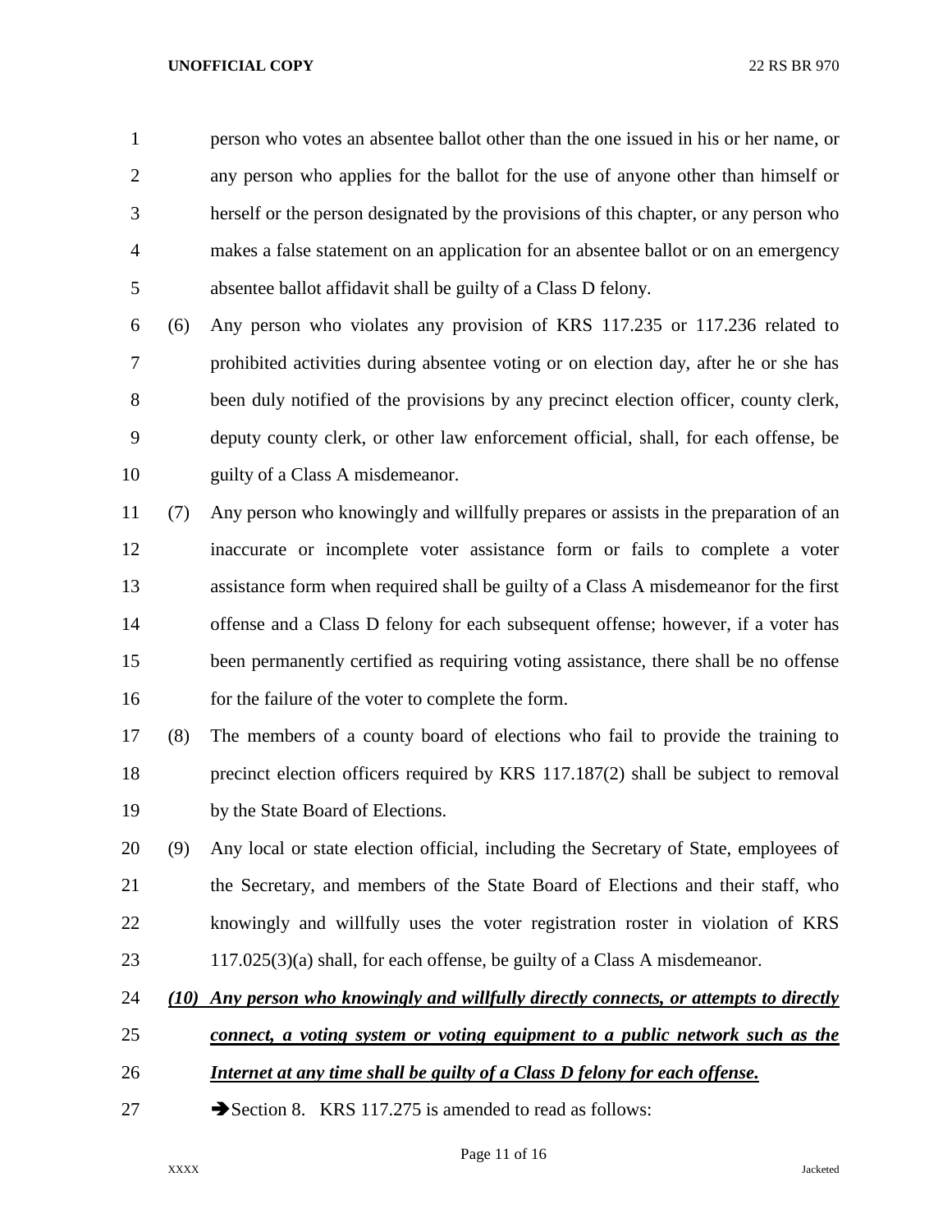person who votes an absentee ballot other than the one issued in his or her name, or any person who applies for the ballot for the use of anyone other than himself or herself or the person designated by the provisions of this chapter, or any person who makes a false statement on an application for an absentee ballot or on an emergency absentee ballot affidavit shall be guilty of a Class D felony.

(6) Any person who violates any provision of KRS 117.235 or 117.236 related to prohibited activities during absentee voting or on election day, after he or she has been duly notified of the provisions by any precinct election officer, county clerk, deputy county clerk, or other law enforcement official, shall, for each offense, be guilty of a Class A misdemeanor.

(7) Any person who knowingly and willfully prepares or assists in the preparation of an inaccurate or incomplete voter assistance form or fails to complete a voter assistance form when required shall be guilty of a Class A misdemeanor for the first offense and a Class D felony for each subsequent offense; however, if a voter has been permanently certified as requiring voting assistance, there shall be no offense for the failure of the voter to complete the form.

(8) The members of a county board of elections who fail to provide the training to precinct election officers required by KRS 117.187(2) shall be subject to removal by the State Board of Elections.

(9) Any local or state election official, including the Secretary of State, employees of the Secretary, and members of the State Board of Elections and their staff, who knowingly and willfully uses the voter registration roster in violation of KRS 117.025(3)(a) shall, for each offense, be guilty of a Class A misdemeanor.

***(10) Any person who knowingly and willfully directly connects, or attempts to directly connect, a voting system or voting equipment to a public network such as the Internet at any time shall be guilty of a Class D felony for each offense.***

➔Section 8. KRS 117.275 is amended to read as follows: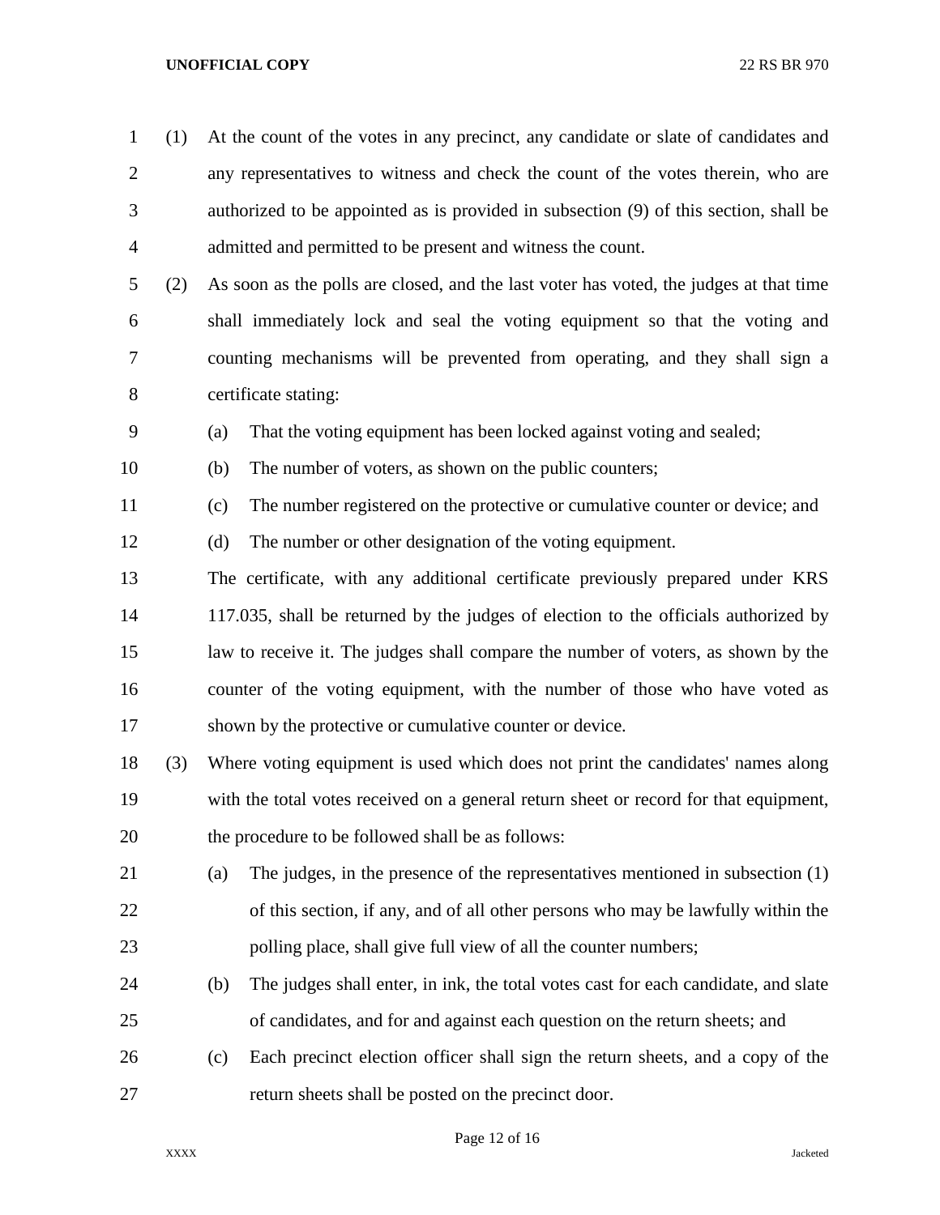(1) At the count of the votes in any precinct, any candidate or slate of candidates and any representatives to witness and check the count of the votes therein, who are authorized to be appointed as is provided in subsection (9) of this section, shall be admitted and permitted to be present and witness the count.

(2) As soon as the polls are closed, and the last voter has voted, the judges at that time shall immediately lock and seal the voting equipment so that the voting and counting mechanisms will be prevented from operating, and they shall sign a certificate stating:

  (a) That the voting equipment has been locked against voting and sealed;

  (b) The number of voters, as shown on the public counters;

  (c) The number registered on the protective or cumulative counter or device; and

  (d) The number or other designation of the voting equipment.

  The certificate, with any additional certificate previously prepared under KRS 117.035, shall be returned by the judges of election to the officials authorized by law to receive it. The judges shall compare the number of voters, as shown by the counter of the voting equipment, with the number of those who have voted as shown by the protective or cumulative counter or device.

(3) Where voting equipment is used which does not print the candidates' names along with the total votes received on a general return sheet or record for that equipment, the procedure to be followed shall be as follows:

  (a) The judges, in the presence of the representatives mentioned in subsection (1) of this section, if any, and of all other persons who may be lawfully within the polling place, shall give full view of all the counter numbers;

  (b) The judges shall enter, in ink, the total votes cast for each candidate, and slate of candidates, and for and against each question on the return sheets; and

  (c) Each precinct election officer shall sign the return sheets, and a copy of the return sheets shall be posted on the precinct door.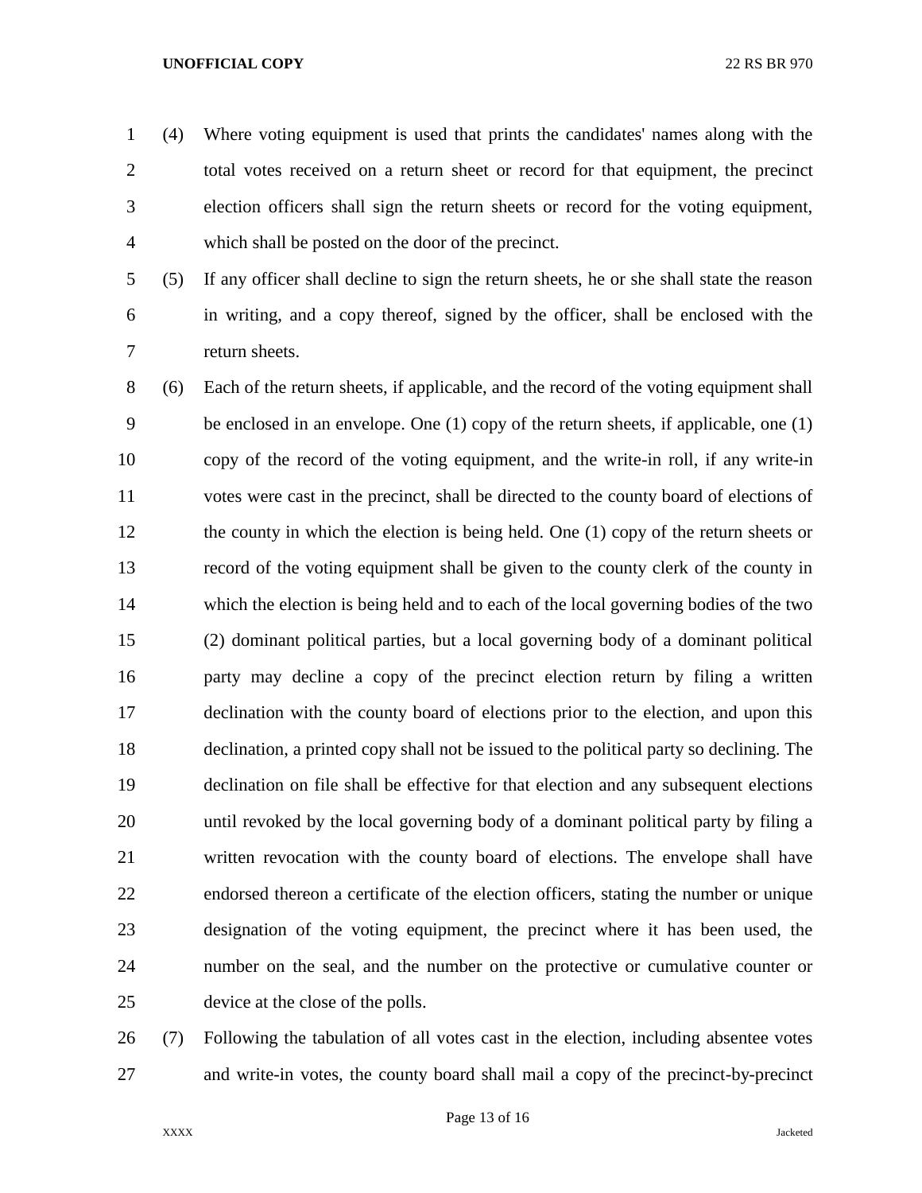(4) Where voting equipment is used that prints the candidates' names along with the total votes received on a return sheet or record for that equipment, the precinct election officers shall sign the return sheets or record for the voting equipment, which shall be posted on the door of the precinct.

(5) If any officer shall decline to sign the return sheets, he or she shall state the reason in writing, and a copy thereof, signed by the officer, shall be enclosed with the return sheets.

(6) Each of the return sheets, if applicable, and the record of the voting equipment shall be enclosed in an envelope. One (1) copy of the return sheets, if applicable, one (1) copy of the record of the voting equipment, and the write-in roll, if any write-in votes were cast in the precinct, shall be directed to the county board of elections of the county in which the election is being held. One (1) copy of the return sheets or record of the voting equipment shall be given to the county clerk of the county in which the election is being held and to each of the local governing bodies of the two (2) dominant political parties, but a local governing body of a dominant political party may decline a copy of the precinct election return by filing a written declination with the county board of elections prior to the election, and upon this declination, a printed copy shall not be issued to the political party so declining. The declination on file shall be effective for that election and any subsequent elections until revoked by the local governing body of a dominant political party by filing a written revocation with the county board of elections. The envelope shall have endorsed thereon a certificate of the election officers, stating the number or unique designation of the voting equipment, the precinct where it has been used, the number on the seal, and the number on the protective or cumulative counter or device at the close of the polls.

(7) Following the tabulation of all votes cast in the election, including absentee votes and write-in votes, the county board shall mail a copy of the precinct-by-precinct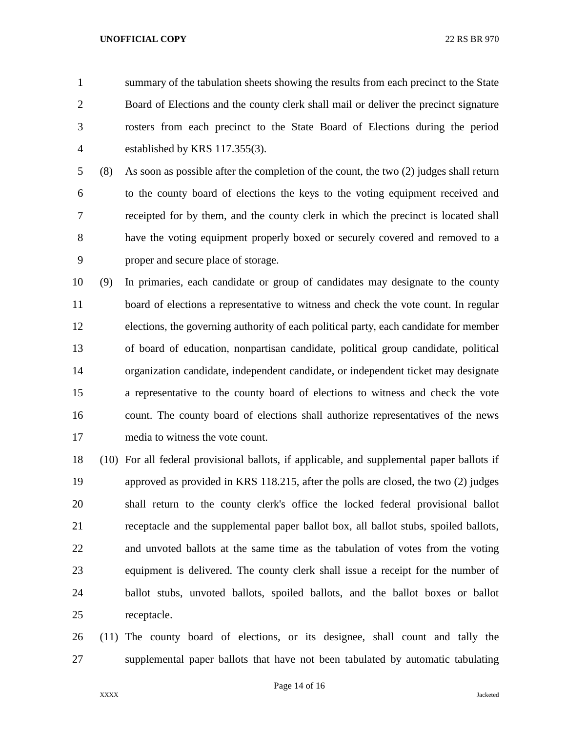summary of the tabulation sheets showing the results from each precinct to the State Board of Elections and the county clerk shall mail or deliver the precinct signature rosters from each precinct to the State Board of Elections during the period established by KRS 117.355(3).

(8) As soon as possible after the completion of the count, the two (2) judges shall return to the county board of elections the keys to the voting equipment received and receipted for by them, and the county clerk in which the precinct is located shall have the voting equipment properly boxed or securely covered and removed to a proper and secure place of storage.

(9) In primaries, each candidate or group of candidates may designate to the county board of elections a representative to witness and check the vote count. In regular elections, the governing authority of each political party, each candidate for member of board of education, nonpartisan candidate, political group candidate, political organization candidate, independent candidate, or independent ticket may designate a representative to the county board of elections to witness and check the vote count. The county board of elections shall authorize representatives of the news media to witness the vote count.

(10) For all federal provisional ballots, if applicable, and supplemental paper ballots if approved as provided in KRS 118.215, after the polls are closed, the two (2) judges shall return to the county clerk's office the locked federal provisional ballot receptacle and the supplemental paper ballot box, all ballot stubs, spoiled ballots, and unvoted ballots at the same time as the tabulation of votes from the voting equipment is delivered. The county clerk shall issue a receipt for the number of ballot stubs, unvoted ballots, spoiled ballots, and the ballot boxes or ballot receptacle.

(11) The county board of elections, or its designee, shall count and tally the supplemental paper ballots that have not been tabulated by automatic tabulating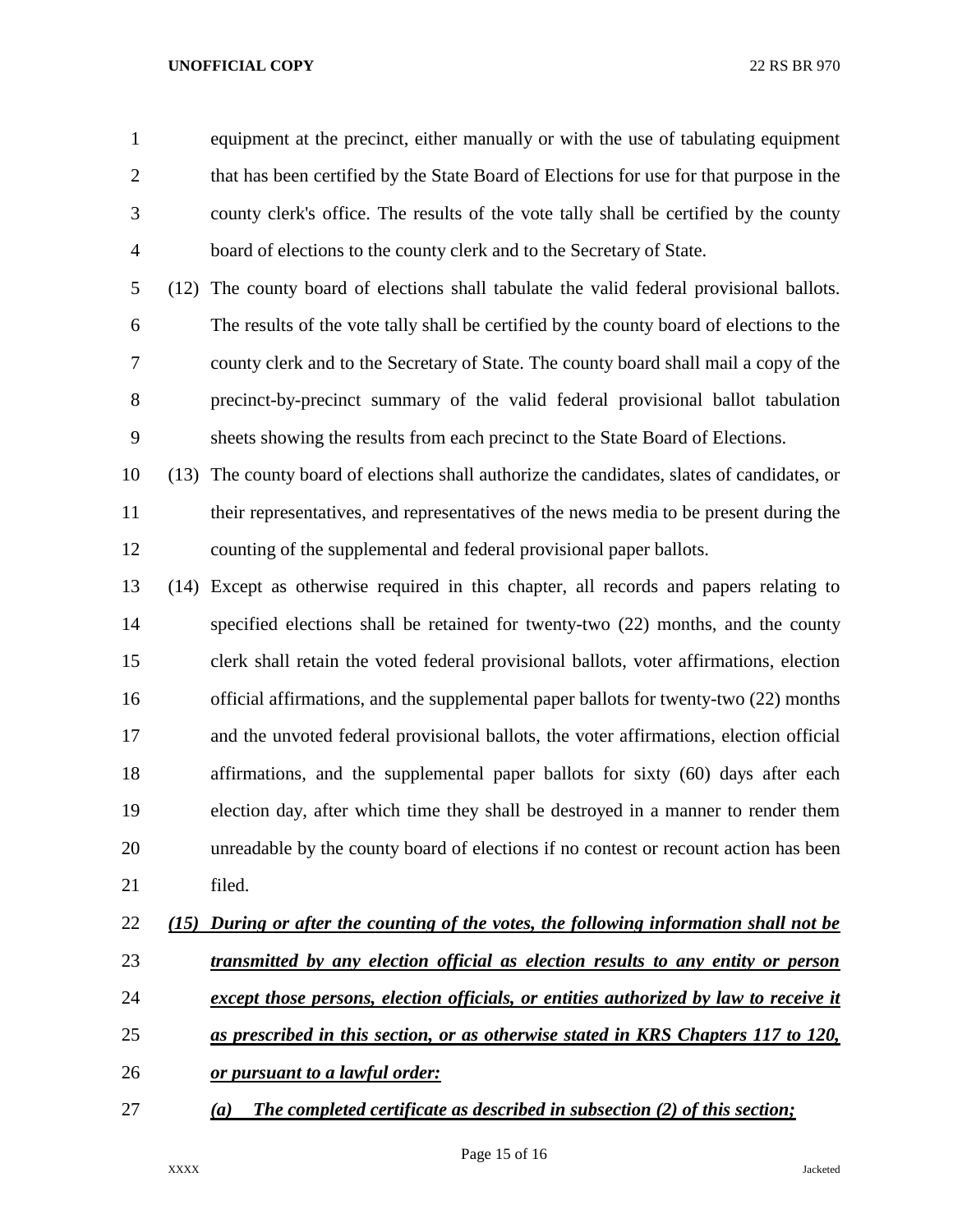equipment at the precinct, either manually or with the use of tabulating equipment that has been certified by the State Board of Elections for use for that purpose in the county clerk's office. The results of the vote tally shall be certified by the county board of elections to the county clerk and to the Secretary of State.

(12) The county board of elections shall tabulate the valid federal provisional ballots. The results of the vote tally shall be certified by the county board of elections to the county clerk and to the Secretary of State. The county board shall mail a copy of the precinct-by-precinct summary of the valid federal provisional ballot tabulation sheets showing the results from each precinct to the State Board of Elections.

(13) The county board of elections shall authorize the candidates, slates of candidates, or their representatives, and representatives of the news media to be present during the counting of the supplemental and federal provisional paper ballots.

(14) Except as otherwise required in this chapter, all records and papers relating to specified elections shall be retained for twenty-two (22) months, and the county clerk shall retain the voted federal provisional ballots, voter affirmations, election official affirmations, and the supplemental paper ballots for twenty-two (22) months and the unvoted federal provisional ballots, the voter affirmations, election official affirmations, and the supplemental paper ballots for sixty (60) days after each election day, after which time they shall be destroyed in a manner to render them unreadable by the county board of elections if no contest or recount action has been filed.

***(15) During or after the counting of the votes, the following information shall not be transmitted by any election official as election results to any entity or person except those persons, election officials, or entities authorized by law to receive it as prescribed in this section, or as otherwise stated in KRS Chapters 117 to 120, or pursuant to a lawful order:***

***(a) The completed certificate as described in subsection (2) of this section;***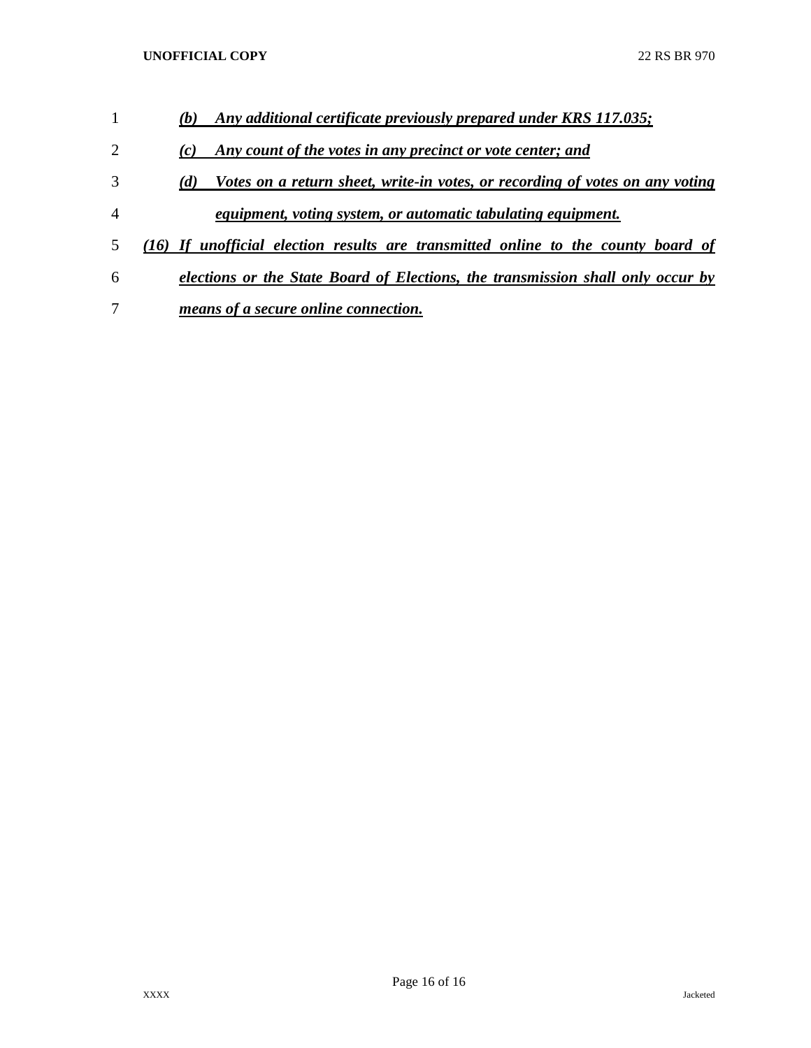*(b) Any additional certificate previously prepared under KRS 117.035;*

*(c) Any count of the votes in any precinct or vote center; and*

*(d) Votes on a return sheet, write-in votes, or recording of votes on any voting equipment, voting system, or automatic tabulating equipment.*

*(16) If unofficial election results are transmitted online to the county board of elections or the State Board of Elections, the transmission shall only occur by means of a secure online connection.*